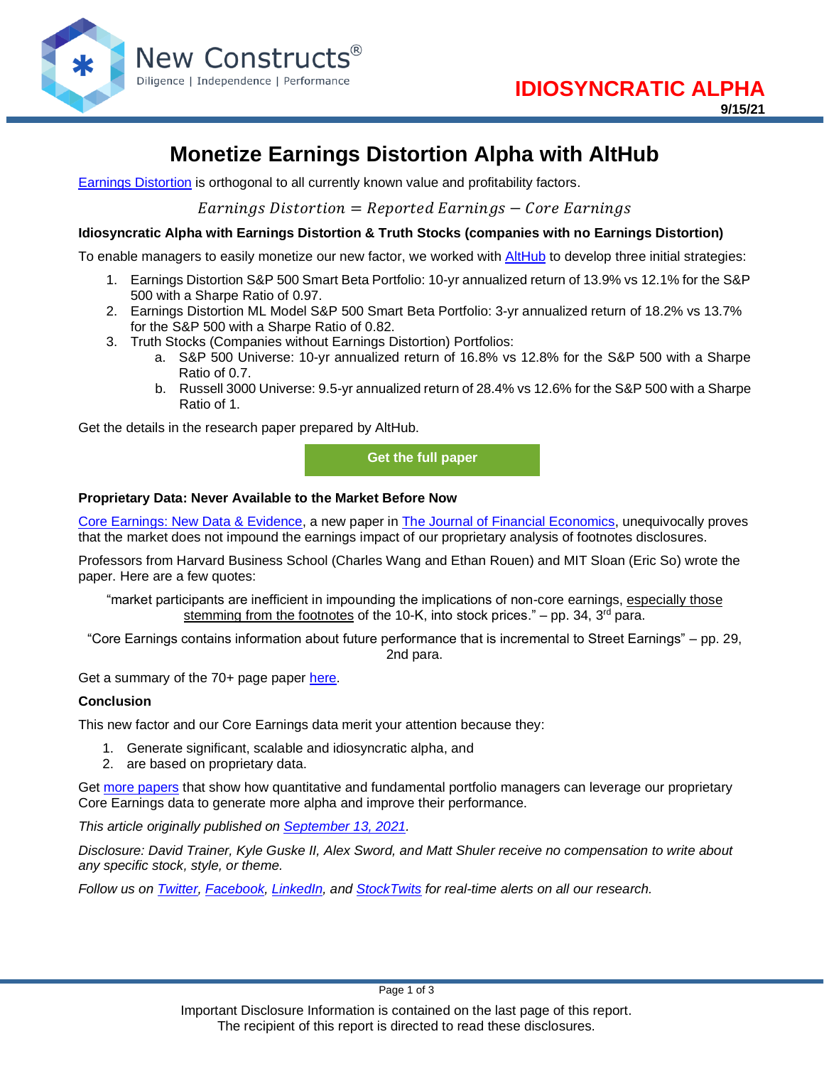New Constructs®
Diligence | Independence | Performance

**IDIOSYNCRATIC ALPHA**
**9/15/21**

# Monetize Earnings Distortion Alpha with AltHub

Earnings Distortion is orthogonal to all currently known value and profitability factors.

$$Earnings\ Distortion = Reported\ Earnings - Core\ Earnings$$

**Idiosyncratic Alpha with Earnings Distortion & Truth Stocks (companies with no Earnings Distortion)**

To enable managers to easily monetize our new factor, we worked with AltHub to develop three initial strategies:

1. Earnings Distortion S&P 500 Smart Beta Portfolio: 10-yr annualized return of 13.9% vs 12.1% for the S&P 500 with a Sharpe Ratio of 0.97.
2. Earnings Distortion ML Model S&P 500 Smart Beta Portfolio: 3-yr annualized return of 18.2% vs 13.7% for the S&P 500 with a Sharpe Ratio of 0.82.
3. Truth Stocks (Companies without Earnings Distortion) Portfolios:
   a. S&P 500 Universe: 10-yr annualized return of 16.8% vs 12.8% for the S&P 500 with a Sharpe Ratio of 0.7.
   b. Russell 3000 Universe: 9.5-yr annualized return of 28.4% vs 12.6% for the S&P 500 with a Sharpe Ratio of 1.

Get the details in the research paper prepared by AltHub.

**Get the full paper**

**Proprietary Data: Never Available to the Market Before Now**

Core Earnings: New Data & Evidence, a new paper in The Journal of Financial Economics, unequivocally proves that the market does not impound the earnings impact of our proprietary analysis of footnotes disclosures.

Professors from Harvard Business School (Charles Wang and Ethan Rouen) and MIT Sloan (Eric So) wrote the paper. Here are a few quotes:

"market participants are inefficient in impounding the implications of non-core earnings, especially those stemming from the footnotes of the 10-K, into stock prices." – pp. 34, 3rd para.

"Core Earnings contains information about future performance that is incremental to Street Earnings" – pp. 29, 2nd para.

Get a summary of the 70+ page paper here.

**Conclusion**

This new factor and our Core Earnings data merit your attention because they:

1. Generate significant, scalable and idiosyncratic alpha, and
2. are based on proprietary data.

Get more papers that show how quantitative and fundamental portfolio managers can leverage our proprietary Core Earnings data to generate more alpha and improve their performance.

*This article originally published on September 13, 2021.*

*Disclosure: David Trainer, Kyle Guske II, Alex Sword, and Matt Shuler receive no compensation to write about any specific stock, style, or theme.*

*Follow us on Twitter, Facebook, LinkedIn, and StockTwits for real-time alerts on all our research.*

Important Disclosure Information is contained on the last page of this report.
The recipient of this report is directed to read these disclosures.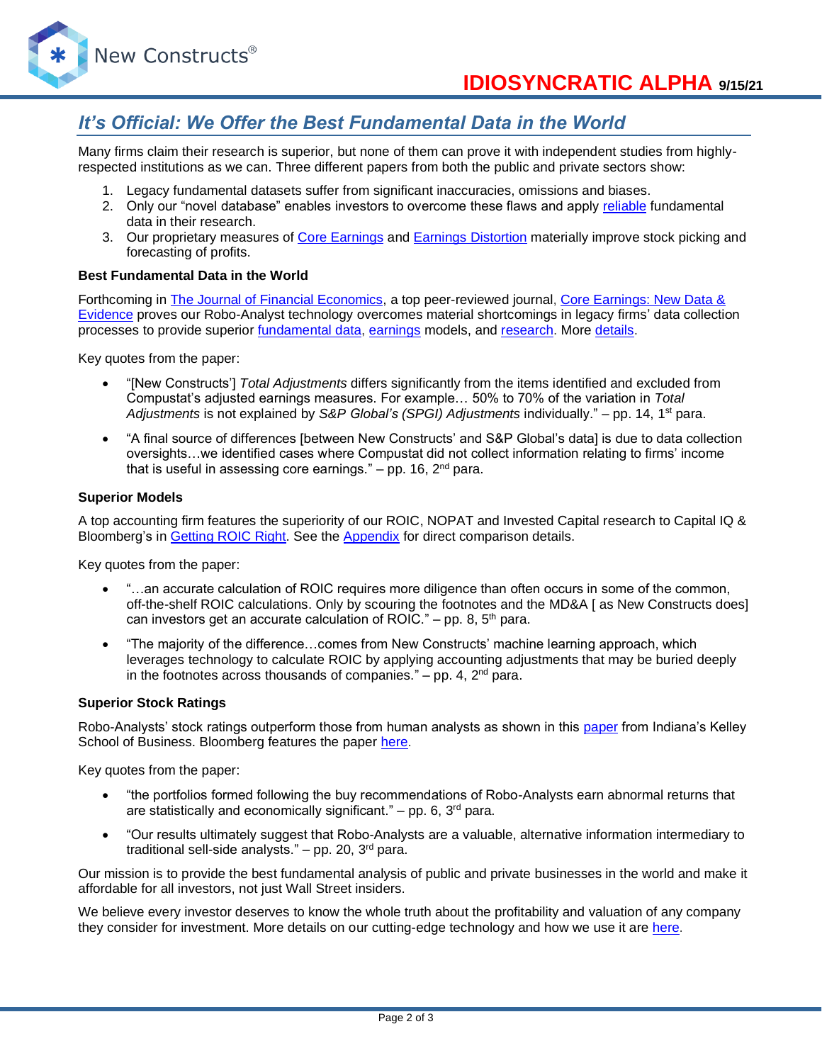# It's Official: We Offer the Best Fundamental Data in the World

Many firms claim their research is superior, but none of them can prove it with independent studies from highly-respected institutions as we can. Three different papers from both the public and private sectors show:

1. Legacy fundamental datasets suffer from significant inaccuracies, omissions and biases.
2. Only our "novel database" enables investors to overcome these flaws and apply reliable fundamental data in their research.
3. Our proprietary measures of Core Earnings and Earnings Distortion materially improve stock picking and forecasting of profits.

**Best Fundamental Data in the World**

Forthcoming in The Journal of Financial Economics, a top peer-reviewed journal, Core Earnings: New Data & Evidence proves our Robo-Analyst technology overcomes material shortcomings in legacy firms' data collection processes to provide superior fundamental data, earnings models, and research. More details.

Key quotes from the paper:

- "[New Constructs'] *Total Adjustments* differs significantly from the items identified and excluded from Compustat's adjusted earnings measures. For example… 50% to 70% of the variation in *Total Adjustments* is not explained by *S&P Global's (SPGI) Adjustments* individually." – pp. 14, 1st para.
- "A final source of differences [between New Constructs' and S&P Global's data] is due to data collection oversights…we identified cases where Compustat did not collect information relating to firms' income that is useful in assessing core earnings." – pp. 16, 2nd para.

**Superior Models**

A top accounting firm features the superiority of our ROIC, NOPAT and Invested Capital research to Capital IQ & Bloomberg's in Getting ROIC Right. See the Appendix for direct comparison details.

Key quotes from the paper:

- "…an accurate calculation of ROIC requires more diligence than often occurs in some of the common, off-the-shelf ROIC calculations. Only by scouring the footnotes and the MD&A [ as New Constructs does] can investors get an accurate calculation of ROIC." – pp. 8, 5th para.
- "The majority of the difference…comes from New Constructs' machine learning approach, which leverages technology to calculate ROIC by applying accounting adjustments that may be buried deeply in the footnotes across thousands of companies." – pp. 4, 2nd para.

**Superior Stock Ratings**

Robo-Analysts' stock ratings outperform those from human analysts as shown in this paper from Indiana's Kelley School of Business. Bloomberg features the paper here.

Key quotes from the paper:

- "the portfolios formed following the buy recommendations of Robo-Analysts earn abnormal returns that are statistically and economically significant." – pp. 6, 3rd para.
- "Our results ultimately suggest that Robo-Analysts are a valuable, alternative information intermediary to traditional sell-side analysts." – pp. 20, 3rd para.

Our mission is to provide the best fundamental analysis of public and private businesses in the world and make it affordable for all investors, not just Wall Street insiders.

We believe every investor deserves to know the whole truth about the profitability and valuation of any company they consider for investment. More details on our cutting-edge technology and how we use it are here.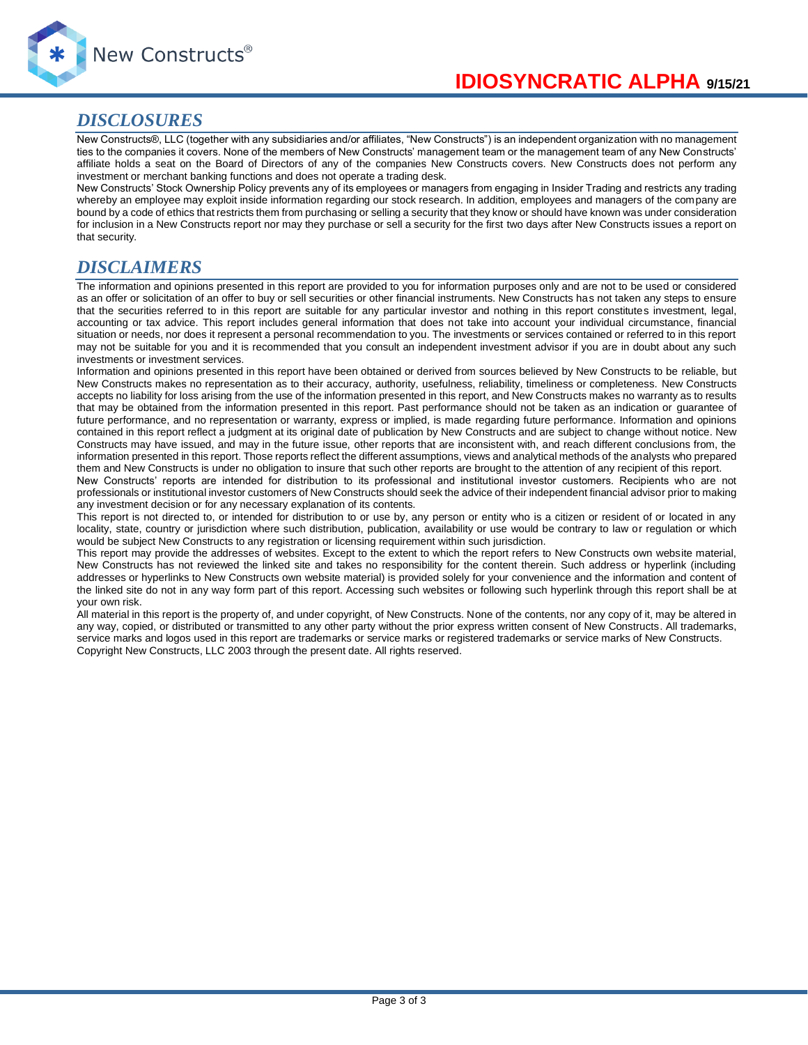## DISCLOSURES

New Constructs®, LLC (together with any subsidiaries and/or affiliates, "New Constructs") is an independent organization with no management ties to the companies it covers. None of the members of New Constructs' management team or the management team of any New Constructs' affiliate holds a seat on the Board of Directors of any of the companies New Constructs covers. New Constructs does not perform any investment or merchant banking functions and does not operate a trading desk.

New Constructs' Stock Ownership Policy prevents any of its employees or managers from engaging in Insider Trading and restricts any trading whereby an employee may exploit inside information regarding our stock research. In addition, employees and managers of the company are bound by a code of ethics that restricts them from purchasing or selling a security that they know or should have known was under consideration for inclusion in a New Constructs report nor may they purchase or sell a security for the first two days after New Constructs issues a report on that security.

## DISCLAIMERS

The information and opinions presented in this report are provided to you for information purposes only and are not to be used or considered as an offer or solicitation of an offer to buy or sell securities or other financial instruments. New Constructs has not taken any steps to ensure that the securities referred to in this report are suitable for any particular investor and nothing in this report constitutes investment, legal, accounting or tax advice. This report includes general information that does not take into account your individual circumstance, financial situation or needs, nor does it represent a personal recommendation to you. The investments or services contained or referred to in this report may not be suitable for you and it is recommended that you consult an independent investment advisor if you are in doubt about any such investments or investment services.

Information and opinions presented in this report have been obtained or derived from sources believed by New Constructs to be reliable, but New Constructs makes no representation as to their accuracy, authority, usefulness, reliability, timeliness or completeness. New Constructs accepts no liability for loss arising from the use of the information presented in this report, and New Constructs makes no warranty as to results that may be obtained from the information presented in this report. Past performance should not be taken as an indication or guarantee of future performance, and no representation or warranty, express or implied, is made regarding future performance. Information and opinions contained in this report reflect a judgment at its original date of publication by New Constructs and are subject to change without notice. New Constructs may have issued, and may in the future issue, other reports that are inconsistent with, and reach different conclusions from, the information presented in this report. Those reports reflect the different assumptions, views and analytical methods of the analysts who prepared them and New Constructs is under no obligation to insure that such other reports are brought to the attention of any recipient of this report.

New Constructs' reports are intended for distribution to its professional and institutional investor customers. Recipients who are not professionals or institutional investor customers of New Constructs should seek the advice of their independent financial advisor prior to making any investment decision or for any necessary explanation of its contents.

This report is not directed to, or intended for distribution to or use by, any person or entity who is a citizen or resident of or located in any locality, state, country or jurisdiction where such distribution, publication, availability or use would be contrary to law or regulation or which would be subject New Constructs to any registration or licensing requirement within such jurisdiction.

This report may provide the addresses of websites. Except to the extent to which the report refers to New Constructs own website material, New Constructs has not reviewed the linked site and takes no responsibility for the content therein. Such address or hyperlink (including addresses or hyperlinks to New Constructs own website material) is provided solely for your convenience and the information and content of the linked site do not in any way form part of this report. Accessing such websites or following such hyperlink through this report shall be at your own risk.

All material in this report is the property of, and under copyright, of New Constructs. None of the contents, nor any copy of it, may be altered in any way, copied, or distributed or transmitted to any other party without the prior express written consent of New Constructs. All trademarks, service marks and logos used in this report are trademarks or service marks or registered trademarks or service marks of New Constructs.

Copyright New Constructs, LLC 2003 through the present date. All rights reserved.